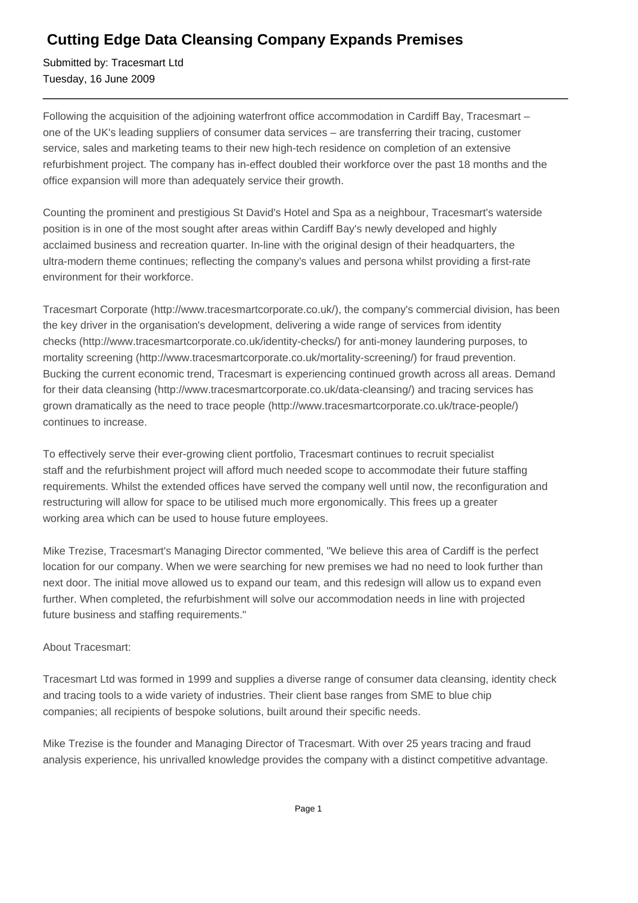# Cutting Edge Data Cleansing Company Expands Premises

Submitted by: Tracesmart Ltd
Tuesday, 16 June 2009

---

Following the acquisition of the adjoining waterfront office accommodation in Cardiff Bay, Tracesmart – one of the UK's leading suppliers of consumer data services – are transferring their tracing, customer service, sales and marketing teams to their new high-tech residence on completion of an extensive refurbishment project. The company has in-effect doubled their workforce over the past 18 months and the office expansion will more than adequately service their growth.

Counting the prominent and prestigious St David's Hotel and Spa as a neighbour, Tracesmart's waterside position is in one of the most sought after areas within Cardiff Bay's newly developed and highly acclaimed business and recreation quarter. In-line with the original design of their headquarters, the ultra-modern theme continues; reflecting the company's values and persona whilst providing a first-rate environment for their workforce.

Tracesmart Corporate (http://www.tracesmartcorporate.co.uk/), the company's commercial division, has been the key driver in the organisation's development, delivering a wide range of services from identity checks (http://www.tracesmartcorporate.co.uk/identity-checks/) for anti-money laundering purposes, to mortality screening (http://www.tracesmartcorporate.co.uk/mortality-screening/) for fraud prevention. Bucking the current economic trend, Tracesmart is experiencing continued growth across all areas. Demand for their data cleansing (http://www.tracesmartcorporate.co.uk/data-cleansing/) and tracing services has grown dramatically as the need to trace people (http://www.tracesmartcorporate.co.uk/trace-people/) continues to increase.

To effectively serve their ever-growing client portfolio, Tracesmart continues to recruit specialist staff and the refurbishment project will afford much needed scope to accommodate their future staffing requirements. Whilst the extended offices have served the company well until now, the reconfiguration and restructuring will allow for space to be utilised much more ergonomically. This frees up a greater working area which can be used to house future employees.

Mike Trezise, Tracesmart's Managing Director commented, "We believe this area of Cardiff is the perfect location for our company. When we were searching for new premises we had no need to look further than next door. The initial move allowed us to expand our team, and this redesign will allow us to expand even further. When completed, the refurbishment will solve our accommodation needs in line with projected future business and staffing requirements."

About Tracesmart:

Tracesmart Ltd was formed in 1999 and supplies a diverse range of consumer data cleansing, identity check and tracing tools to a wide variety of industries. Their client base ranges from SME to blue chip companies; all recipients of bespoke solutions, built around their specific needs.

Mike Trezise is the founder and Managing Director of Tracesmart. With over 25 years tracing and fraud analysis experience, his unrivalled knowledge provides the company with a distinct competitive advantage.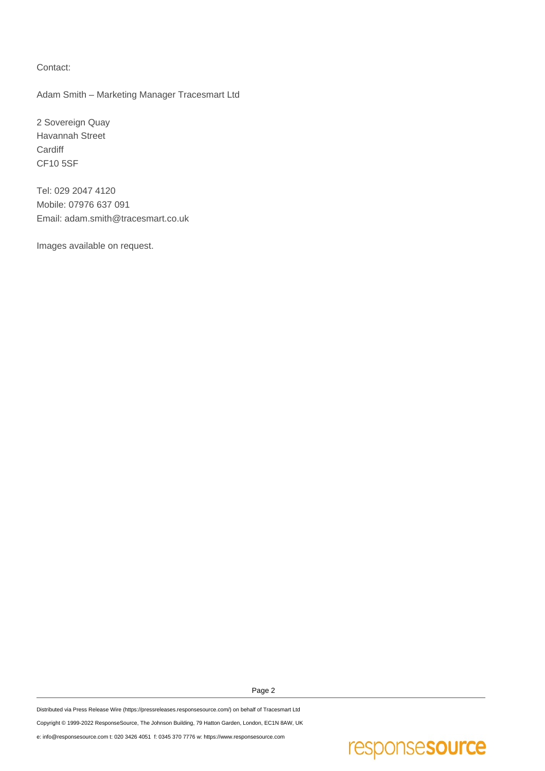Contact:

Adam Smith – Marketing Manager Tracesmart Ltd

2 Sovereign Quay
Havannah Street
Cardiff
CF10 5SF

Tel: 029 2047 4120
Mobile: 07976 637 091
Email: adam.smith@tracesmart.co.uk

Images available on request.

Distributed via Press Release Wire (https://pressreleases.responsesource.com/) on behalf of Tracesmart Ltd

Copyright © 1999-2022 ResponseSource, The Johnson Building, 79 Hatton Garden, London, EC1N 8AW, UK

e: info@responsesource.com t: 020 3426 4051 f: 0345 370 7776 w: https://www.responsesource.com